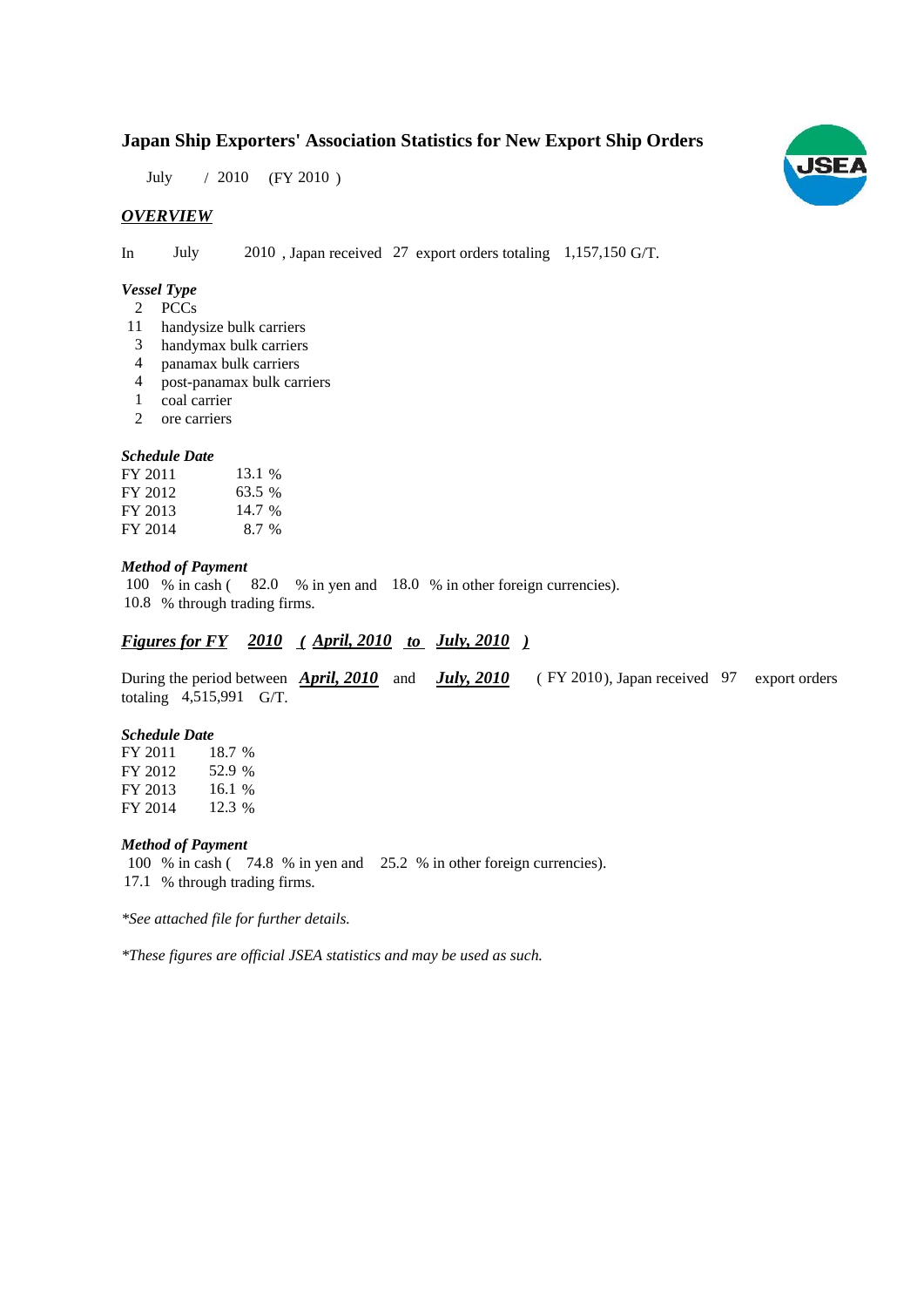# Japan Ship Exporters' Association Statistics for New Export Ship Orders

July / 2010 (FY 2010 )

## *OVERVIEW*

In July 2010 , Japan received 27 export orders totaling 1,157,150 G/T.

### *Vessel Type*

2 PCCs
11 handysize bulk carriers
3 handymax bulk carriers
4 panamax bulk carriers
4 post-panamax bulk carriers
1 coal carrier
2 ore carriers

### *Schedule Date*

| | |
|---|---|
| FY 2011 | 13.1 % |
| FY 2012 | 63.5 % |
| FY 2013 | 14.7 % |
| FY 2014 | 8.7 % |

### *Method of Payment*

100 % in cash ( 82.0 % in yen and 18.0 % in other foreign currencies).
10.8 % through trading firms.

## ***Figures for FY 2010 ( April, 2010 to July, 2010 )***

During the period between ***April, 2010*** and ***July, 2010*** ( FY 2010), Japan received 97 export orders totaling 4,515,991 G/T.

### *Schedule Date*

| | |
|---|---|
| FY 2011 | 18.7 % |
| FY 2012 | 52.9 % |
| FY 2013 | 16.1 % |
| FY 2014 | 12.3 % |

### *Method of Payment*

100 % in cash ( 74.8 % in yen and 25.2 % in other foreign currencies).
17.1 % through trading firms.

*\*See attached file for further details.*

*\*These figures are official JSEA statistics and may be used as such.*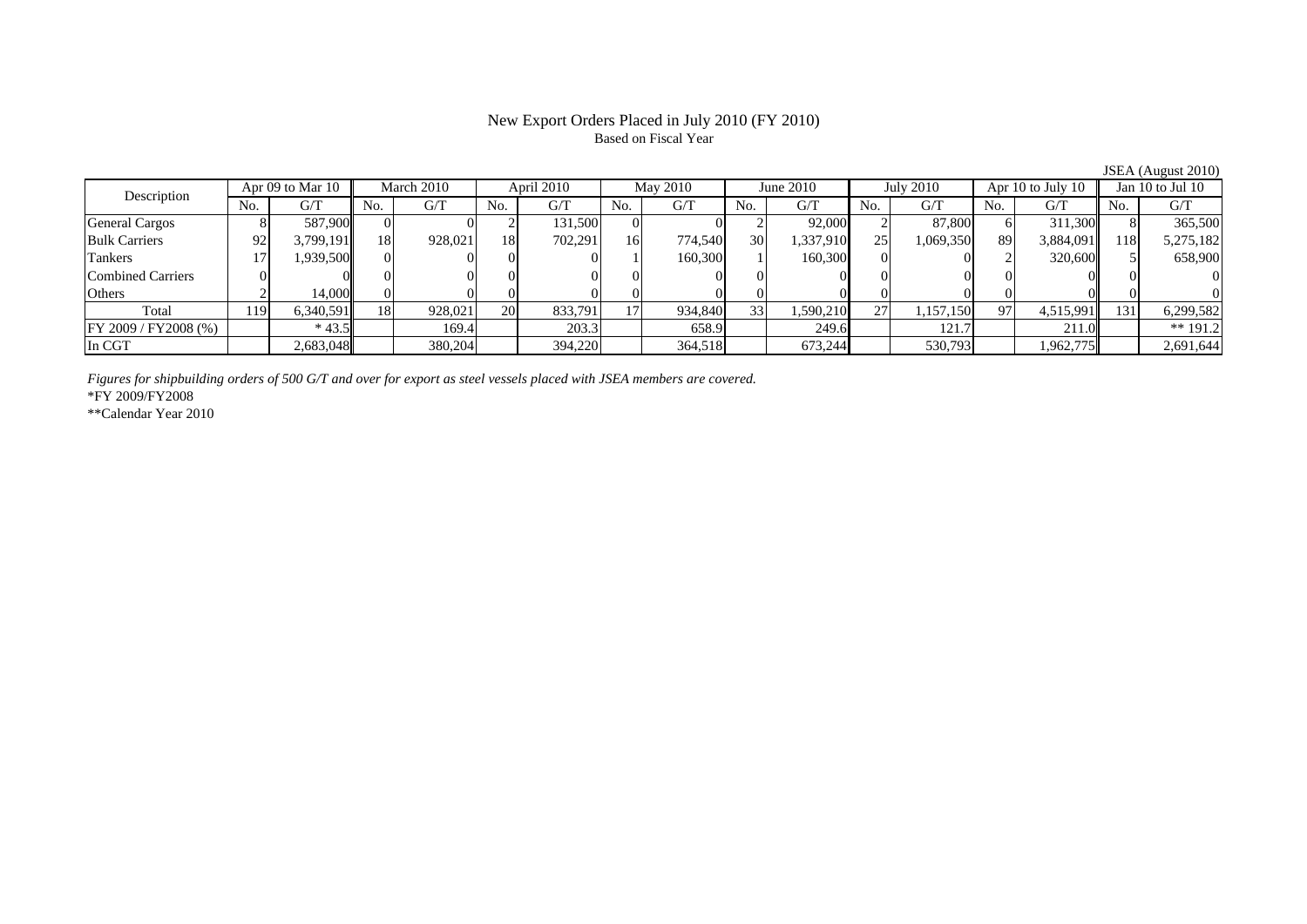# New Export Orders Placed in July 2010 (FY 2010)

Based on Fiscal Year

JSEA (August 2010)

| Description | Apr 09 to Mar 10 | | March 2010 | | April 2010 | | May 2010 | | June 2010 | | July 2010 | | Apr 10 to July 10 | | Jan 10 to Jul 10 | |
|---|---|---|---|---|---|---|---|---|---|---|---|---|---|---|---|---|
| | No. | G/T | No. | G/T | No. | G/T | No. | G/T | No. | G/T | No. | G/T | No. | G/T | No. | G/T |
| General Cargos | 8 | 587,900 | 0 | 0 | 2 | 131,500 | 0 | 0 | 2 | 92,000 | 2 | 87,800 | 6 | 311,300 | 8 | 365,500 |
| Bulk Carriers | 92 | 3,799,191 | 18 | 928,021 | 18 | 702,291 | 16 | 774,540 | 30 | 1,337,910 | 25 | 1,069,350 | 89 | 3,884,091 | 118 | 5,275,182 |
| Tankers | 17 | 1,939,500 | 0 | 0 | 0 | 0 | 1 | 160,300 | 1 | 160,300 | 0 | 0 | 2 | 320,600 | 5 | 658,900 |
| Combined Carriers | 0 | 0 | 0 | 0 | 0 | 0 | 0 | 0 | 0 | 0 | 0 | 0 | 0 | 0 | 0 | 0 |
| Others | 2 | 14,000 | 0 | 0 | 0 | 0 | 0 | 0 | 0 | 0 | 0 | 0 | 0 | 0 | 0 | 0 |
| Total | 119 | 6,340,591 | 18 | 928,021 | 20 | 833,791 | 17 | 934,840 | 33 | 1,590,210 | 27 | 1,157,150 | 97 | 4,515,991 | 131 | 6,299,582 |
| FY 2009 / FY2008 (%) | | * 43.5 | | 169.4 | | 203.3 | | 658.9 | | 249.6 | | 121.7 | | 211.0 | | ** 191.2 |
| In CGT | | 2,683,048 | | 380,204 | | 394,220 | | 364,518 | | 673,244 | | 530,793 | | 1,962,775 | | 2,691,644 |

*Figures for shipbuilding orders of 500 G/T and over for export as steel vessels placed with JSEA members are covered.*

*FY 2009/FY2008

**Calendar Year 2010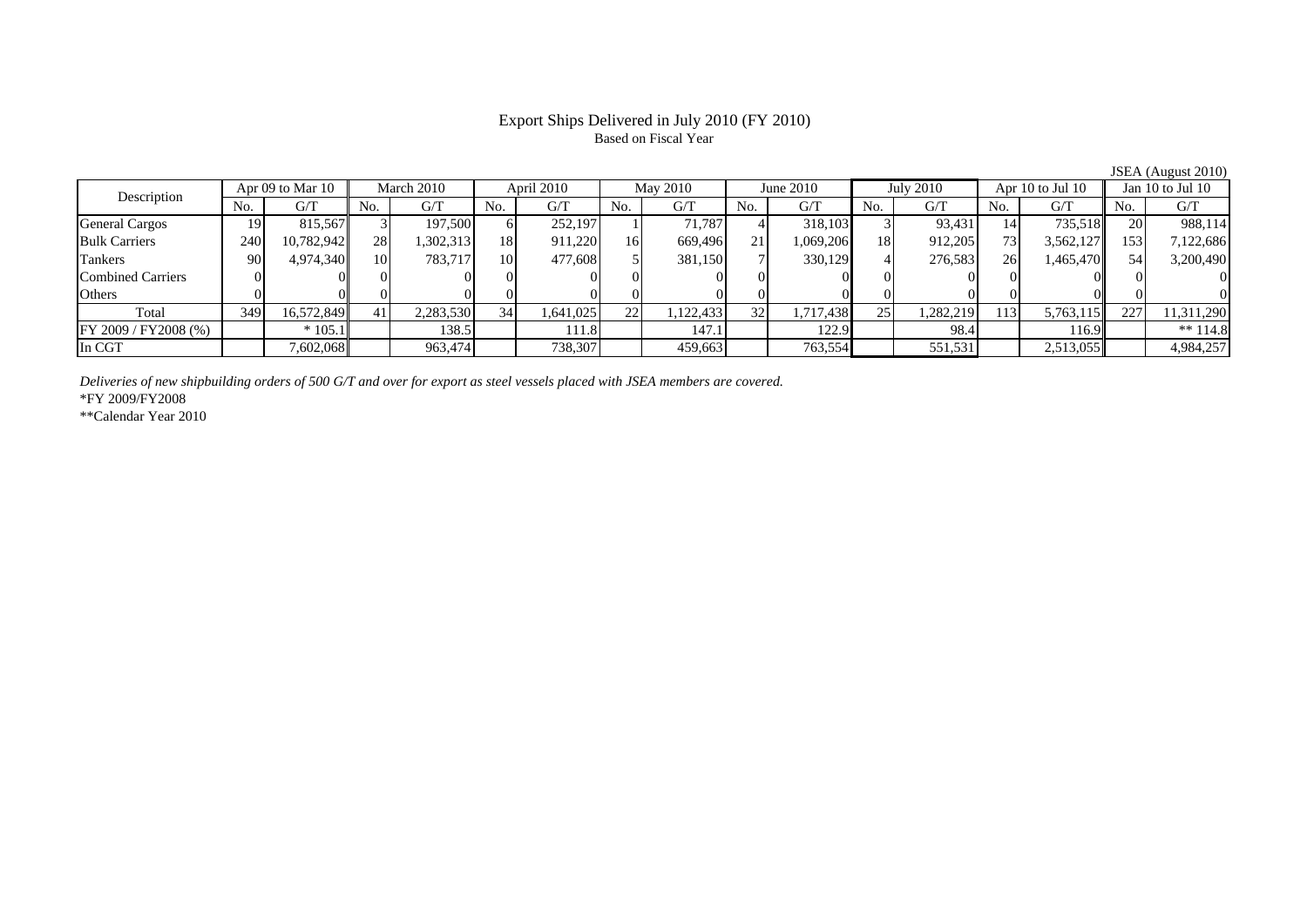# Export Ships Delivered in July 2010 (FY 2010)

Based on Fiscal Year

JSEA (August 2010)

| Description | Apr 09 to Mar 10 | | March 2010 | | April 2010 | | May 2010 | | June 2010 | | July 2010 | | Apr 10 to Jul 10 | | Jan 10 to Jul 10 | |
|---|---|---|---|---|---|---|---|---|---|---|---|---|---|---|---|---|
| | No. | G/T | No. | G/T | No. | G/T | No. | G/T | No. | G/T | No. | G/T | No. | G/T | No. | G/T |
| General Cargos | 19 | 815,567 | 3 | 197,500 | 6 | 252,197 | 1 | 71,787 | 4 | 318,103 | 3 | 93,431 | 14 | 735,518 | 20 | 988,114 |
| Bulk Carriers | 240 | 10,782,942 | 28 | 1,302,313 | 18 | 911,220 | 16 | 669,496 | 21 | 1,069,206 | 18 | 912,205 | 73 | 3,562,127 | 153 | 7,122,686 |
| Tankers | 90 | 4,974,340 | 10 | 783,717 | 10 | 477,608 | 5 | 381,150 | 7 | 330,129 | 4 | 276,583 | 26 | 1,465,470 | 54 | 3,200,490 |
| Combined Carriers | 0 | 0 | 0 | 0 | 0 | 0 | 0 | 0 | 0 | 0 | 0 | 0 | 0 | 0 | 0 | 0 |
| Others | 0 | 0 | 0 | 0 | 0 | 0 | 0 | 0 | 0 | 0 | 0 | 0 | 0 | 0 | 0 | 0 |
| Total | 349 | 16,572,849 | 41 | 2,283,530 | 34 | 1,641,025 | 22 | 1,122,433 | 32 | 1,717,438 | 25 | 1,282,219 | 113 | 5,763,115 | 227 | 11,311,290 |
| FY 2009 / FY2008 (%) | | * 105.1 | | 138.5 | | 111.8 | | 147.1 | | 122.9 | | 98.4 | | 116.9 | | ** 114.8 |
| In CGT | | 7,602,068 | | 963,474 | | 738,307 | | 459,663 | | 763,554 | | 551,531 | | 2,513,055 | | 4,984,257 |

*Deliveries of new shipbuilding orders of 500 G/T and over for export as steel vessels placed with JSEA members are covered.*

*FY 2009/FY2008

**Calendar Year 2010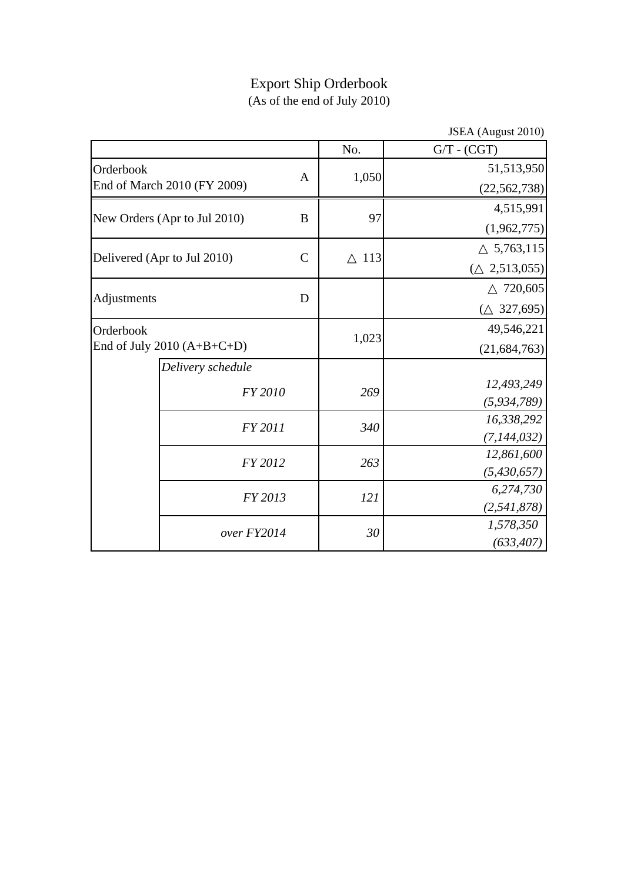# Export Ship Orderbook

(As of the end of July 2010)

JSEA (August 2010)

| | | | No. | G/T - (CGT) |
|---|---|---|---|---|
| Orderbook<br>End of March 2010 (FY 2009) | | A | 1,050 | 51,513,950<br>(22,562,738) |
| New Orders (Apr to Jul 2010) | | B | 97 | 4,515,991<br>(1,962,775) |
| Delivered (Apr to Jul 2010) | | C | △ 113 | △ 5,763,115<br>(△ 2,513,055) |
| Adjustments | | D | | △ 720,605<br>(△ 327,695) |
| Orderbook<br>End of July 2010 (A+B+C+D) | | | 1,023 | 49,546,221<br>(21,684,763) |
| | *Delivery schedule* | | | |
| | *FY 2010* | | *269* | *12,493,249*<br>*(5,934,789)* |
| | *FY 2011* | | *340* | *16,338,292*<br>*(7,144,032)* |
| | *FY 2012* | | *263* | *12,861,600*<br>*(5,430,657)* |
| | *FY 2013* | | *121* | *6,274,730*<br>*(2,541,878)* |
| | *over FY2014* | | *30* | *1,578,350*<br>*(633,407)* |